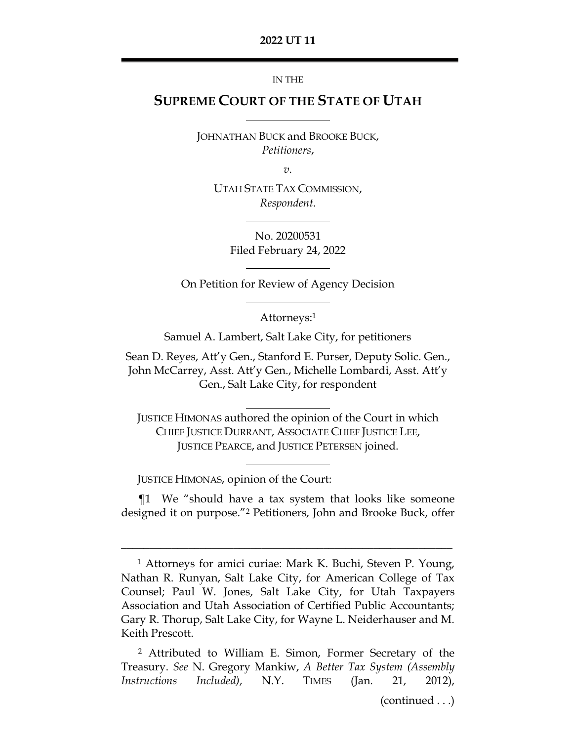**2022 UT 11**

IN THE

# SUPREME COURT OF THE STATE OF UTAH

JOHNATHAN BUCK and BROOKE BUCK,
*Petitioners*,

*v.*

UTAH STATE TAX COMMISSION,
*Respondent*.

No. 20200531
Filed February 24, 2022

On Petition for Review of Agency Decision

Attorneys:[1]

Samuel A. Lambert, Salt Lake City, for petitioners

Sean D. Reyes, Att'y Gen., Stanford E. Purser, Deputy Solic. Gen., John McCarrey, Asst. Att'y Gen., Michelle Lombardi, Asst. Att'y Gen., Salt Lake City, for respondent

JUSTICE HIMONAS authored the opinion of the Court in which CHIEF JUSTICE DURRANT, ASSOCIATE CHIEF JUSTICE LEE, JUSTICE PEARCE, and JUSTICE PETERSEN joined.

JUSTICE HIMONAS, opinion of the Court:

¶1 We "should have a tax system that looks like someone designed it on purpose."[2] Petitioners, John and Brooke Buck, offer

---

[1] Attorneys for amici curiae: Mark K. Buchi, Steven P. Young, Nathan R. Runyan, Salt Lake City, for American College of Tax Counsel; Paul W. Jones, Salt Lake City, for Utah Taxpayers Association and Utah Association of Certified Public Accountants; Gary R. Thorup, Salt Lake City, for Wayne L. Neiderhauser and M. Keith Prescott.

[2] Attributed to William E. Simon, Former Secretary of the Treasury. *See* N. Gregory Mankiw, *A Better Tax System (Assembly Instructions Included)*, N.Y. TIMES (Jan. 21, 2012),

(continued . . .)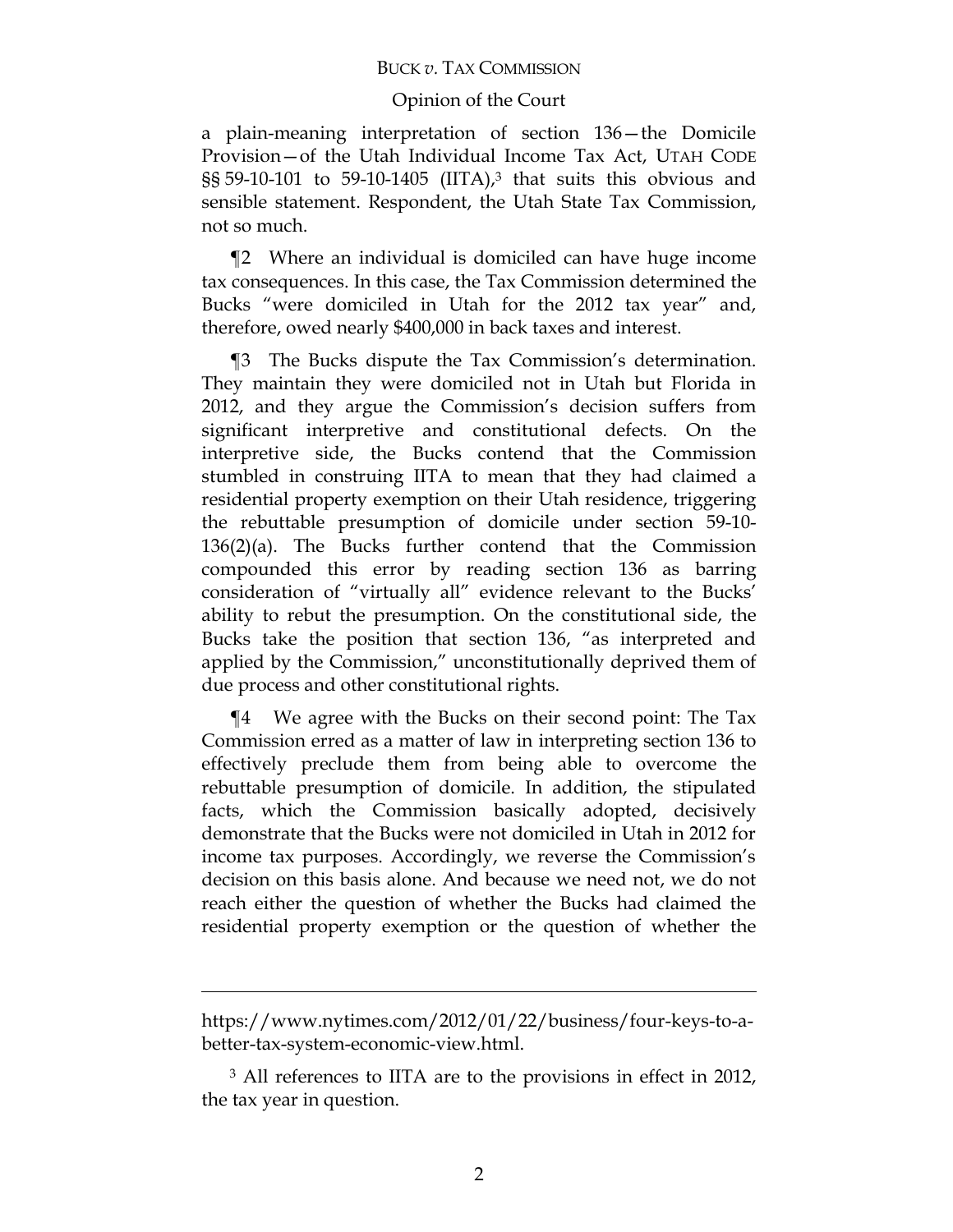a plain-meaning interpretation of section 136—the Domicile Provision—of the Utah Individual Income Tax Act, UTAH CODE §§ 59-10-101 to 59-10-1405 (IITA),[3] that suits this obvious and sensible statement. Respondent, the Utah State Tax Commission, not so much.

¶2 Where an individual is domiciled can have huge income tax consequences. In this case, the Tax Commission determined the Bucks "were domiciled in Utah for the 2012 tax year" and, therefore, owed nearly $400,000 in back taxes and interest.

¶3 The Bucks dispute the Tax Commission's determination. They maintain they were domiciled not in Utah but Florida in 2012, and they argue the Commission's decision suffers from significant interpretive and constitutional defects. On the interpretive side, the Bucks contend that the Commission stumbled in construing IITA to mean that they had claimed a residential property exemption on their Utah residence, triggering the rebuttable presumption of domicile under section 59-10-136(2)(a). The Bucks further contend that the Commission compounded this error by reading section 136 as barring consideration of "virtually all" evidence relevant to the Bucks' ability to rebut the presumption. On the constitutional side, the Bucks take the position that section 136, "as interpreted and applied by the Commission," unconstitutionally deprived them of due process and other constitutional rights.

¶4 We agree with the Bucks on their second point: The Tax Commission erred as a matter of law in interpreting section 136 to effectively preclude them from being able to overcome the rebuttable presumption of domicile. In addition, the stipulated facts, which the Commission basically adopted, decisively demonstrate that the Bucks were not domiciled in Utah in 2012 for income tax purposes. Accordingly, we reverse the Commission's decision on this basis alone. And because we need not, we do not reach either the question of whether the Bucks had claimed the residential property exemption or the question of whether the

---

https://www.nytimes.com/2012/01/22/business/four-keys-to-a-better-tax-system-economic-view.html.

[3] All references to IITA are to the provisions in effect in 2012, the tax year in question.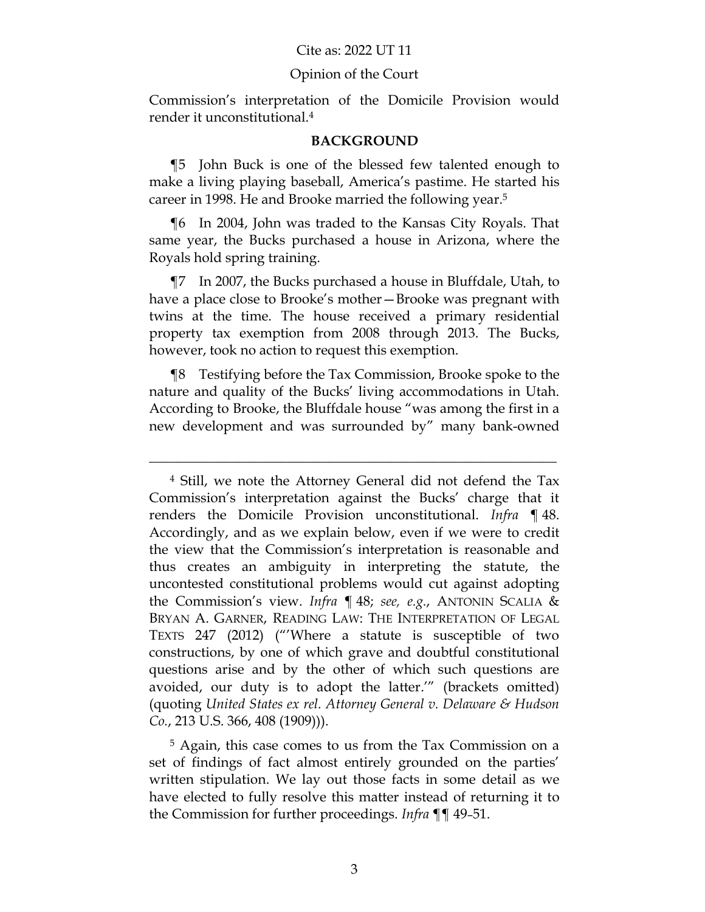Commission's interpretation of the Domicile Provision would render it unconstitutional.[4]

## BACKGROUND

¶5 John Buck is one of the blessed few talented enough to make a living playing baseball, America's pastime. He started his career in 1998. He and Brooke married the following year.[5]

¶6 In 2004, John was traded to the Kansas City Royals. That same year, the Bucks purchased a house in Arizona, where the Royals hold spring training.

¶7 In 2007, the Bucks purchased a house in Bluffdale, Utah, to have a place close to Brooke's mother—Brooke was pregnant with twins at the time. The house received a primary residential property tax exemption from 2008 through 2013. The Bucks, however, took no action to request this exemption.

¶8 Testifying before the Tax Commission, Brooke spoke to the nature and quality of the Bucks' living accommodations in Utah. According to Brooke, the Bluffdale house "was among the first in a new development and was surrounded by" many bank-owned

---

[4] Still, we note the Attorney General did not defend the Tax Commission's interpretation against the Bucks' charge that it renders the Domicile Provision unconstitutional. *Infra* ¶ 48. Accordingly, and as we explain below, even if we were to credit the view that the Commission's interpretation is reasonable and thus creates an ambiguity in interpreting the statute, the uncontested constitutional problems would cut against adopting the Commission's view. *Infra* ¶ 48; *see, e.g.*, ANTONIN SCALIA & BRYAN A. GARNER, READING LAW: THE INTERPRETATION OF LEGAL TEXTS 247 (2012) ("'Where a statute is susceptible of two constructions, by one of which grave and doubtful constitutional questions arise and by the other of which such questions are avoided, our duty is to adopt the latter.'" (brackets omitted) (quoting *United States ex rel. Attorney General v. Delaware & Hudson Co.*, 213 U.S. 366, 408 (1909))).

[5] Again, this case comes to us from the Tax Commission on a set of findings of fact almost entirely grounded on the parties' written stipulation. We lay out those facts in some detail as we have elected to fully resolve this matter instead of returning it to the Commission for further proceedings. *Infra* ¶¶ 49–51.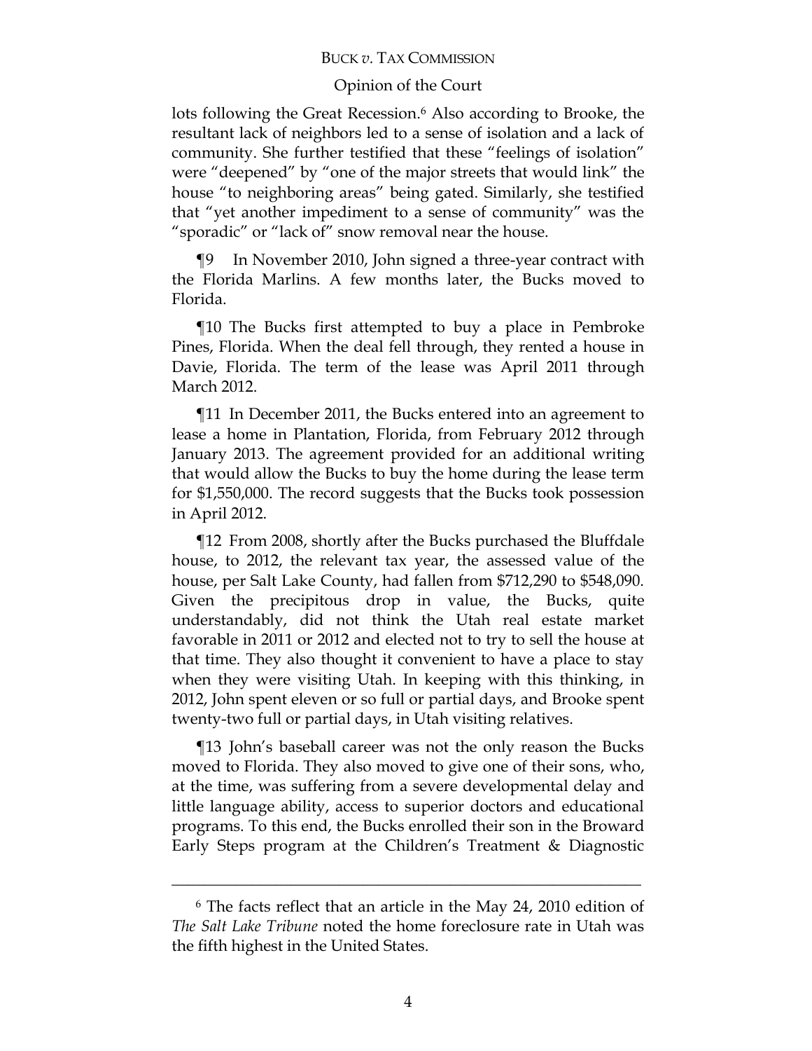lots following the Great Recession.[6] Also according to Brooke, the resultant lack of neighbors led to a sense of isolation and a lack of community. She further testified that these "feelings of isolation" were "deepened" by "one of the major streets that would link" the house "to neighboring areas" being gated. Similarly, she testified that "yet another impediment to a sense of community" was the "sporadic" or "lack of" snow removal near the house.

¶9 In November 2010, John signed a three-year contract with the Florida Marlins. A few months later, the Bucks moved to Florida.

¶10 The Bucks first attempted to buy a place in Pembroke Pines, Florida. When the deal fell through, they rented a house in Davie, Florida. The term of the lease was April 2011 through March 2012.

¶11 In December 2011, the Bucks entered into an agreement to lease a home in Plantation, Florida, from February 2012 through January 2013. The agreement provided for an additional writing that would allow the Bucks to buy the home during the lease term for $1,550,000. The record suggests that the Bucks took possession in April 2012.

¶12 From 2008, shortly after the Bucks purchased the Bluffdale house, to 2012, the relevant tax year, the assessed value of the house, per Salt Lake County, had fallen from $712,290 to $548,090. Given the precipitous drop in value, the Bucks, quite understandably, did not think the Utah real estate market favorable in 2011 or 2012 and elected not to try to sell the house at that time. They also thought it convenient to have a place to stay when they were visiting Utah. In keeping with this thinking, in 2012, John spent eleven or so full or partial days, and Brooke spent twenty-two full or partial days, in Utah visiting relatives.

¶13 John's baseball career was not the only reason the Bucks moved to Florida. They also moved to give one of their sons, who, at the time, was suffering from a severe developmental delay and little language ability, access to superior doctors and educational programs. To this end, the Bucks enrolled their son in the Broward Early Steps program at the Children's Treatment & Diagnostic

---

[6] The facts reflect that an article in the May 24, 2010 edition of *The Salt Lake Tribune* noted the home foreclosure rate in Utah was the fifth highest in the United States.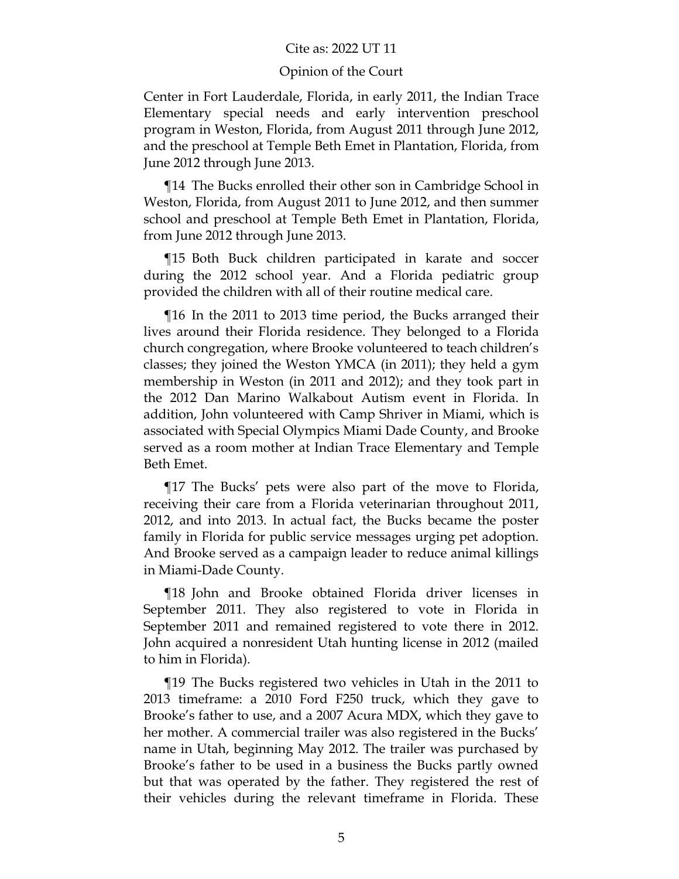Center in Fort Lauderdale, Florida, in early 2011, the Indian Trace Elementary special needs and early intervention preschool program in Weston, Florida, from August 2011 through June 2012, and the preschool at Temple Beth Emet in Plantation, Florida, from June 2012 through June 2013.

¶14 The Bucks enrolled their other son in Cambridge School in Weston, Florida, from August 2011 to June 2012, and then summer school and preschool at Temple Beth Emet in Plantation, Florida, from June 2012 through June 2013.

¶15 Both Buck children participated in karate and soccer during the 2012 school year. And a Florida pediatric group provided the children with all of their routine medical care.

¶16 In the 2011 to 2013 time period, the Bucks arranged their lives around their Florida residence. They belonged to a Florida church congregation, where Brooke volunteered to teach children's classes; they joined the Weston YMCA (in 2011); they held a gym membership in Weston (in 2011 and 2012); and they took part in the 2012 Dan Marino Walkabout Autism event in Florida. In addition, John volunteered with Camp Shriver in Miami, which is associated with Special Olympics Miami Dade County, and Brooke served as a room mother at Indian Trace Elementary and Temple Beth Emet.

¶17 The Bucks' pets were also part of the move to Florida, receiving their care from a Florida veterinarian throughout 2011, 2012, and into 2013. In actual fact, the Bucks became the poster family in Florida for public service messages urging pet adoption. And Brooke served as a campaign leader to reduce animal killings in Miami-Dade County.

¶18 John and Brooke obtained Florida driver licenses in September 2011. They also registered to vote in Florida in September 2011 and remained registered to vote there in 2012. John acquired a nonresident Utah hunting license in 2012 (mailed to him in Florida).

¶19 The Bucks registered two vehicles in Utah in the 2011 to 2013 timeframe: a 2010 Ford F250 truck, which they gave to Brooke's father to use, and a 2007 Acura MDX, which they gave to her mother. A commercial trailer was also registered in the Bucks' name in Utah, beginning May 2012. The trailer was purchased by Brooke's father to be used in a business the Bucks partly owned but that was operated by the father. They registered the rest of their vehicles during the relevant timeframe in Florida. These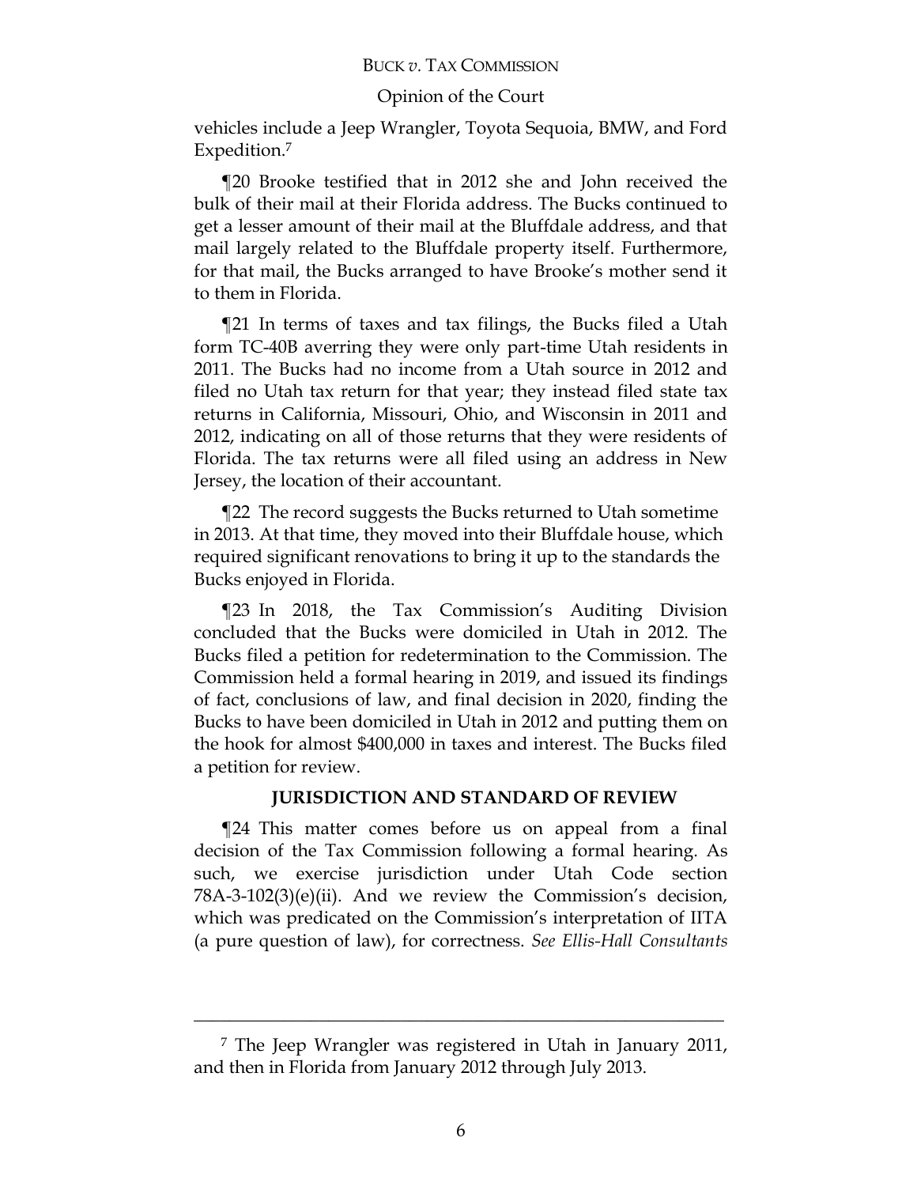vehicles include a Jeep Wrangler, Toyota Sequoia, BMW, and Ford Expedition.[7]

¶20 Brooke testified that in 2012 she and John received the bulk of their mail at their Florida address. The Bucks continued to get a lesser amount of their mail at the Bluffdale address, and that mail largely related to the Bluffdale property itself. Furthermore, for that mail, the Bucks arranged to have Brooke's mother send it to them in Florida.

¶21 In terms of taxes and tax filings, the Bucks filed a Utah form TC-40B averring they were only part-time Utah residents in 2011. The Bucks had no income from a Utah source in 2012 and filed no Utah tax return for that year; they instead filed state tax returns in California, Missouri, Ohio, and Wisconsin in 2011 and 2012, indicating on all of those returns that they were residents of Florida. The tax returns were all filed using an address in New Jersey, the location of their accountant.

¶22 The record suggests the Bucks returned to Utah sometime in 2013. At that time, they moved into their Bluffdale house, which required significant renovations to bring it up to the standards the Bucks enjoyed in Florida.

¶23 In 2018, the Tax Commission's Auditing Division concluded that the Bucks were domiciled in Utah in 2012. The Bucks filed a petition for redetermination to the Commission. The Commission held a formal hearing in 2019, and issued its findings of fact, conclusions of law, and final decision in 2020, finding the Bucks to have been domiciled in Utah in 2012 and putting them on the hook for almost $400,000 in taxes and interest. The Bucks filed a petition for review.

## JURISDICTION AND STANDARD OF REVIEW

¶24 This matter comes before us on appeal from a final decision of the Tax Commission following a formal hearing. As such, we exercise jurisdiction under Utah Code section 78A-3-102(3)(e)(ii). And we review the Commission's decision, which was predicated on the Commission's interpretation of IITA (a pure question of law), for correctness. *See Ellis-Hall Consultants*

---

[7] The Jeep Wrangler was registered in Utah in January 2011, and then in Florida from January 2012 through July 2013.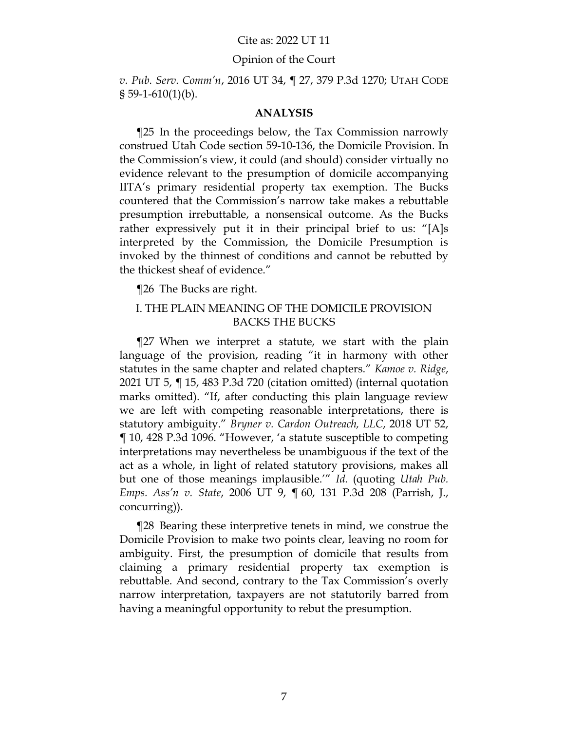*v. Pub. Serv. Comm'n*, 2016 UT 34, ¶ 27, 379 P.3d 1270; UTAH CODE § 59-1-610(1)(b).

## ANALYSIS

¶25 In the proceedings below, the Tax Commission narrowly construed Utah Code section 59-10-136, the Domicile Provision. In the Commission's view, it could (and should) consider virtually no evidence relevant to the presumption of domicile accompanying IITA's primary residential property tax exemption. The Bucks countered that the Commission's narrow take makes a rebuttable presumption irrebuttable, a nonsensical outcome. As the Bucks rather expressively put it in their principal brief to us: "[A]s interpreted by the Commission, the Domicile Presumption is invoked by the thinnest of conditions and cannot be rebutted by the thickest sheaf of evidence."

¶26 The Bucks are right.

### I. THE PLAIN MEANING OF THE DOMICILE PROVISION BACKS THE BUCKS

¶27 When we interpret a statute, we start with the plain language of the provision, reading "it in harmony with other statutes in the same chapter and related chapters." *Kamoe v. Ridge*, 2021 UT 5, ¶ 15, 483 P.3d 720 (citation omitted) (internal quotation marks omitted). "If, after conducting this plain language review we are left with competing reasonable interpretations, there is statutory ambiguity." *Bryner v. Cardon Outreach, LLC*, 2018 UT 52, ¶ 10, 428 P.3d 1096. "However, 'a statute susceptible to competing interpretations may nevertheless be unambiguous if the text of the act as a whole, in light of related statutory provisions, makes all but one of those meanings implausible.'" *Id.* (quoting *Utah Pub. Emps. Ass'n v. State*, 2006 UT 9, ¶ 60, 131 P.3d 208 (Parrish, J., concurring)).

¶28 Bearing these interpretive tenets in mind, we construe the Domicile Provision to make two points clear, leaving no room for ambiguity. First, the presumption of domicile that results from claiming a primary residential property tax exemption is rebuttable. And second, contrary to the Tax Commission's overly narrow interpretation, taxpayers are not statutorily barred from having a meaningful opportunity to rebut the presumption.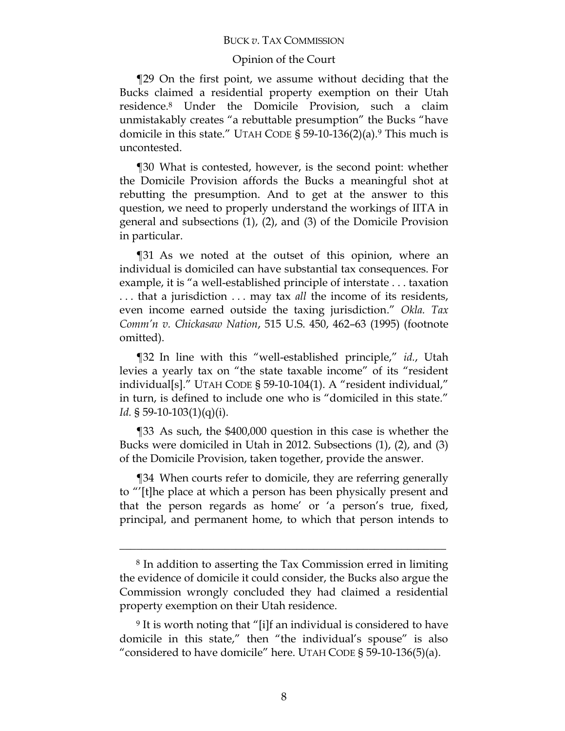¶29 On the first point, we assume without deciding that the Bucks claimed a residential property exemption on their Utah residence.[8] Under the Domicile Provision, such a claim unmistakably creates "a rebuttable presumption" the Bucks "have domicile in this state." UTAH CODE § 59-10-136(2)(a).[9] This much is uncontested.

¶30 What is contested, however, is the second point: whether the Domicile Provision affords the Bucks a meaningful shot at rebutting the presumption. And to get at the answer to this question, we need to properly understand the workings of IITA in general and subsections (1), (2), and (3) of the Domicile Provision in particular.

¶31 As we noted at the outset of this opinion, where an individual is domiciled can have substantial tax consequences. For example, it is "a well-established principle of interstate . . . taxation . . . that a jurisdiction . . . may tax *all* the income of its residents, even income earned outside the taxing jurisdiction." *Okla. Tax Comm'n v. Chickasaw Nation*, 515 U.S. 450, 462–63 (1995) (footnote omitted).

¶32 In line with this "well-established principle," *id.*, Utah levies a yearly tax on "the state taxable income" of its "resident individual[s]." UTAH CODE § 59-10-104(1). A "resident individual," in turn, is defined to include one who is "domiciled in this state." *Id.* § 59-10-103(1)(q)(i).

¶33 As such, the $400,000 question in this case is whether the Bucks were domiciled in Utah in 2012. Subsections (1), (2), and (3) of the Domicile Provision, taken together, provide the answer.

¶34 When courts refer to domicile, they are referring generally to "'[t]he place at which a person has been physically present and that the person regards as home' or 'a person's true, fixed, principal, and permanent home, to which that person intends to

---

[8] In addition to asserting the Tax Commission erred in limiting the evidence of domicile it could consider, the Bucks also argue the Commission wrongly concluded they had claimed a residential property exemption on their Utah residence.

[9] It is worth noting that "[i]f an individual is considered to have domicile in this state," then "the individual's spouse" is also "considered to have domicile" here. UTAH CODE § 59-10-136(5)(a).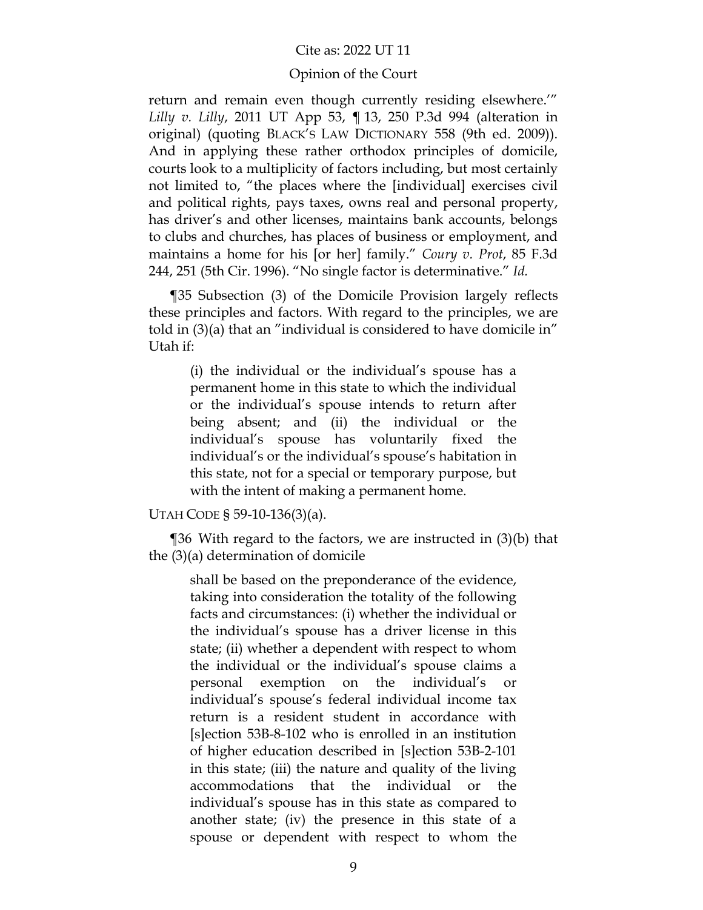return and remain even though currently residing elsewhere.'" *Lilly v. Lilly*, 2011 UT App 53, ¶ 13, 250 P.3d 994 (alteration in original) (quoting BLACK'S LAW DICTIONARY 558 (9th ed. 2009)). And in applying these rather orthodox principles of domicile, courts look to a multiplicity of factors including, but most certainly not limited to, "the places where the [individual] exercises civil and political rights, pays taxes, owns real and personal property, has driver's and other licenses, maintains bank accounts, belongs to clubs and churches, has places of business or employment, and maintains a home for his [or her] family." *Coury v. Prot*, 85 F.3d 244, 251 (5th Cir. 1996). "No single factor is determinative." *Id.*

¶35 Subsection (3) of the Domicile Provision largely reflects these principles and factors. With regard to the principles, we are told in (3)(a) that an "individual is considered to have domicile in" Utah if:

> (i) the individual or the individual's spouse has a permanent home in this state to which the individual or the individual's spouse intends to return after being absent; and (ii) the individual or the individual's spouse has voluntarily fixed the individual's or the individual's spouse's habitation in this state, not for a special or temporary purpose, but with the intent of making a permanent home.

UTAH CODE § 59-10-136(3)(a).

¶36 With regard to the factors, we are instructed in (3)(b) that the (3)(a) determination of domicile

> shall be based on the preponderance of the evidence, taking into consideration the totality of the following facts and circumstances: (i) whether the individual or the individual's spouse has a driver license in this state; (ii) whether a dependent with respect to whom the individual or the individual's spouse claims a personal exemption on the individual's or individual's spouse's federal individual income tax return is a resident student in accordance with [s]ection 53B-8-102 who is enrolled in an institution of higher education described in [s]ection 53B-2-101 in this state; (iii) the nature and quality of the living accommodations that the individual or the individual's spouse has in this state as compared to another state; (iv) the presence in this state of a spouse or dependent with respect to whom the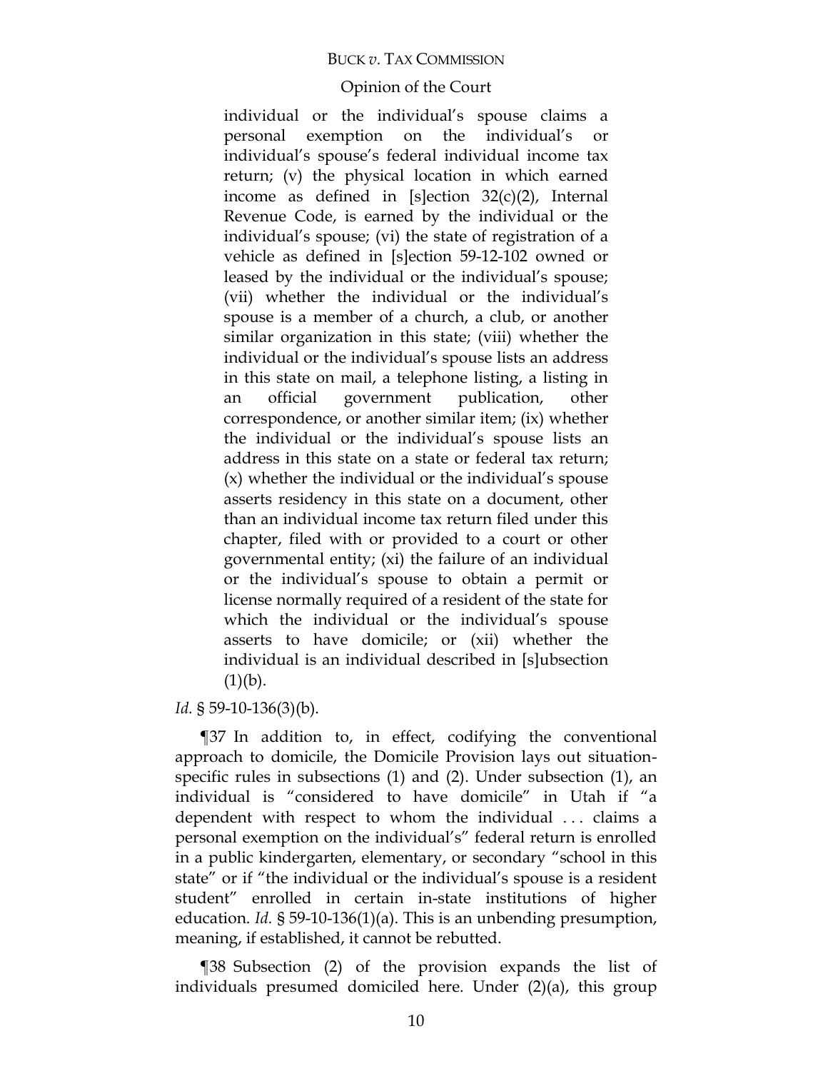> individual or the individual's spouse claims a personal exemption on the individual's or individual's spouse's federal individual income tax return; (v) the physical location in which earned income as defined in [s]ection 32(c)(2), Internal Revenue Code, is earned by the individual or the individual's spouse; (vi) the state of registration of a vehicle as defined in [s]ection 59-12-102 owned or leased by the individual or the individual's spouse; (vii) whether the individual or the individual's spouse is a member of a church, a club, or another similar organization in this state; (viii) whether the individual or the individual's spouse lists an address in this state on mail, a telephone listing, a listing in an official government publication, other correspondence, or another similar item; (ix) whether the individual or the individual's spouse lists an address in this state on a state or federal tax return; (x) whether the individual or the individual's spouse asserts residency in this state on a document, other than an individual income tax return filed under this chapter, filed with or provided to a court or other governmental entity; (xi) the failure of an individual or the individual's spouse to obtain a permit or license normally required of a resident of the state for which the individual or the individual's spouse asserts to have domicile; or (xii) whether the individual is an individual described in [s]ubsection (1)(b).

*Id.* § 59-10-136(3)(b).

¶37 In addition to, in effect, codifying the conventional approach to domicile, the Domicile Provision lays out situation-specific rules in subsections (1) and (2). Under subsection (1), an individual is "considered to have domicile" in Utah if "a dependent with respect to whom the individual . . . claims a personal exemption on the individual's" federal return is enrolled in a public kindergarten, elementary, or secondary "school in this state" or if "the individual or the individual's spouse is a resident student" enrolled in certain in-state institutions of higher education. *Id.* § 59-10-136(1)(a). This is an unbending presumption, meaning, if established, it cannot be rebutted.

¶38 Subsection (2) of the provision expands the list of individuals presumed domiciled here. Under (2)(a), this group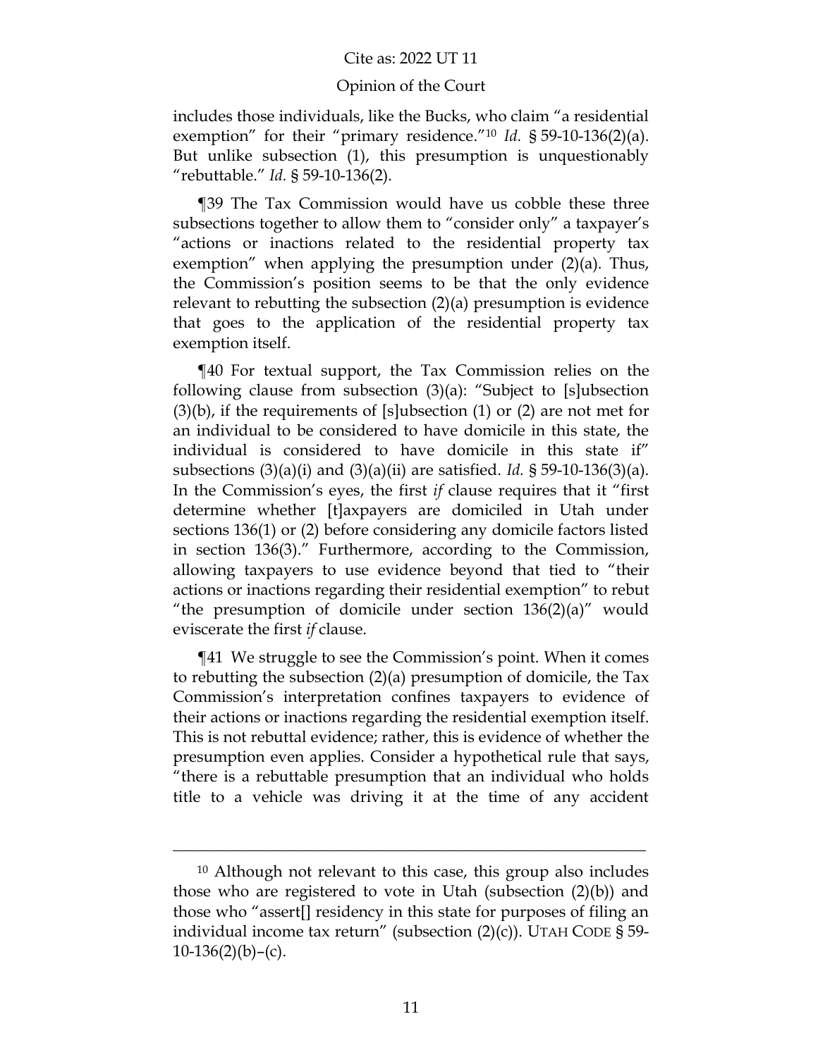includes those individuals, like the Bucks, who claim "a residential exemption" for their "primary residence."[10] *Id.* § 59-10-136(2)(a). But unlike subsection (1), this presumption is unquestionably "rebuttable." *Id.* § 59-10-136(2).

¶39 The Tax Commission would have us cobble these three subsections together to allow them to "consider only" a taxpayer's "actions or inactions related to the residential property tax exemption" when applying the presumption under (2)(a). Thus, the Commission's position seems to be that the only evidence relevant to rebutting the subsection (2)(a) presumption is evidence that goes to the application of the residential property tax exemption itself.

¶40 For textual support, the Tax Commission relies on the following clause from subsection (3)(a): "Subject to [s]ubsection (3)(b), if the requirements of [s]ubsection (1) or (2) are not met for an individual to be considered to have domicile in this state, the individual is considered to have domicile in this state if" subsections (3)(a)(i) and (3)(a)(ii) are satisfied. *Id.* § 59-10-136(3)(a). In the Commission's eyes, the first *if* clause requires that it "first determine whether [t]axpayers are domiciled in Utah under sections 136(1) or (2) before considering any domicile factors listed in section 136(3)." Furthermore, according to the Commission, allowing taxpayers to use evidence beyond that tied to "their actions or inactions regarding their residential exemption" to rebut "the presumption of domicile under section 136(2)(a)" would eviscerate the first *if* clause.

¶41 We struggle to see the Commission's point. When it comes to rebutting the subsection (2)(a) presumption of domicile, the Tax Commission's interpretation confines taxpayers to evidence of their actions or inactions regarding the residential exemption itself. This is not rebuttal evidence; rather, this is evidence of whether the presumption even applies. Consider a hypothetical rule that says, "there is a rebuttable presumption that an individual who holds title to a vehicle was driving it at the time of any accident

---

[10] Although not relevant to this case, this group also includes those who are registered to vote in Utah (subsection (2)(b)) and those who "assert[] residency in this state for purposes of filing an individual income tax return" (subsection (2)(c)). UTAH CODE § 59-10-136(2)(b)–(c).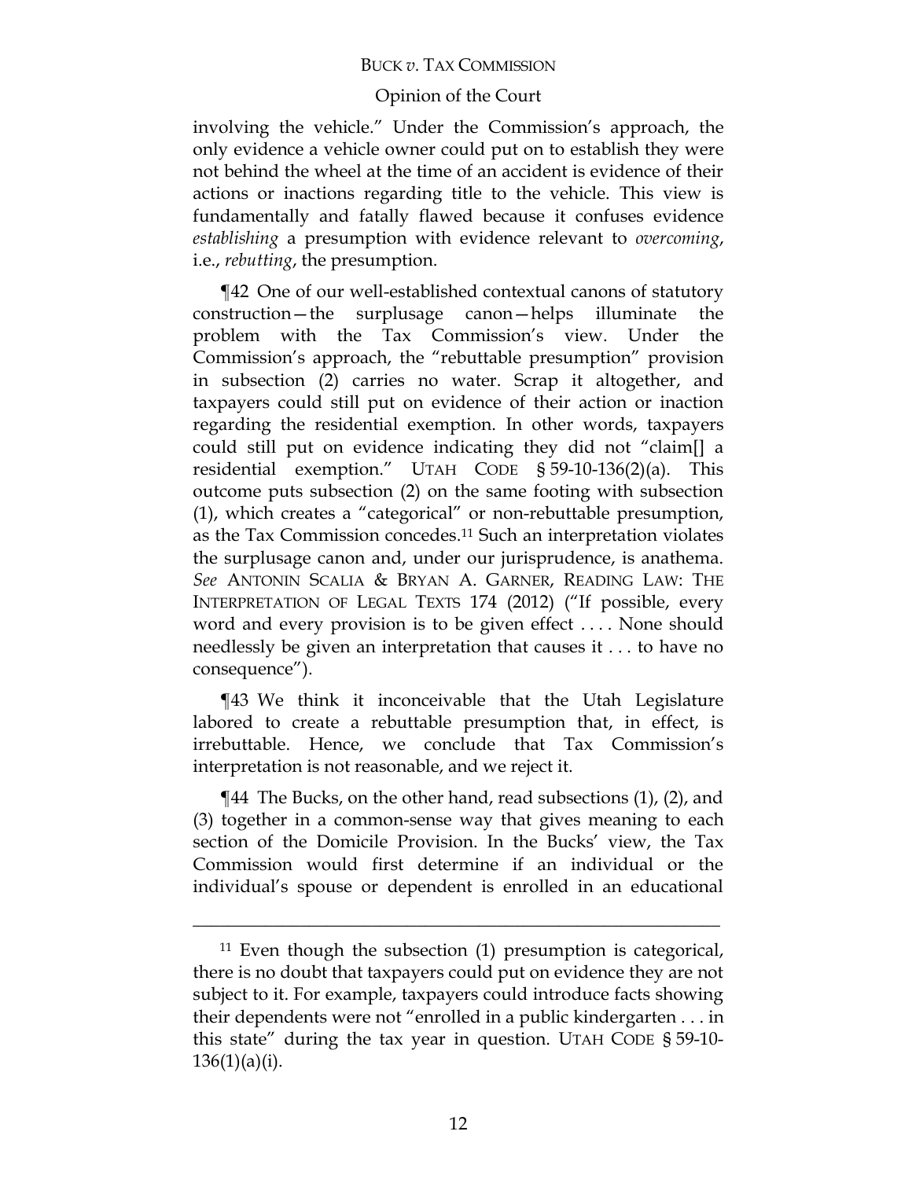involving the vehicle." Under the Commission's approach, the only evidence a vehicle owner could put on to establish they were not behind the wheel at the time of an accident is evidence of their actions or inactions regarding title to the vehicle. This view is fundamentally and fatally flawed because it confuses evidence *establishing* a presumption with evidence relevant to *overcoming*, i.e., *rebutting*, the presumption.

¶42 One of our well-established contextual canons of statutory construction—the surplusage canon—helps illuminate the problem with the Tax Commission's view. Under the Commission's approach, the "rebuttable presumption" provision in subsection (2) carries no water. Scrap it altogether, and taxpayers could still put on evidence of their action or inaction regarding the residential exemption. In other words, taxpayers could still put on evidence indicating they did not "claim[] a residential exemption." UTAH CODE § 59-10-136(2)(a). This outcome puts subsection (2) on the same footing with subsection (1), which creates a "categorical" or non-rebuttable presumption, as the Tax Commission concedes.[11] Such an interpretation violates the surplusage canon and, under our jurisprudence, is anathema. *See* ANTONIN SCALIA & BRYAN A. GARNER, READING LAW: THE INTERPRETATION OF LEGAL TEXTS 174 (2012) ("If possible, every word and every provision is to be given effect . . . . None should needlessly be given an interpretation that causes it . . . to have no consequence").

¶43 We think it inconceivable that the Utah Legislature labored to create a rebuttable presumption that, in effect, is irrebuttable. Hence, we conclude that Tax Commission's interpretation is not reasonable, and we reject it.

¶44 The Bucks, on the other hand, read subsections (1), (2), and (3) together in a common-sense way that gives meaning to each section of the Domicile Provision. In the Bucks' view, the Tax Commission would first determine if an individual or the individual's spouse or dependent is enrolled in an educational

---

[11] Even though the subsection (1) presumption is categorical, there is no doubt that taxpayers could put on evidence they are not subject to it. For example, taxpayers could introduce facts showing their dependents were not "enrolled in a public kindergarten . . . in this state" during the tax year in question. UTAH CODE § 59-10-136(1)(a)(i).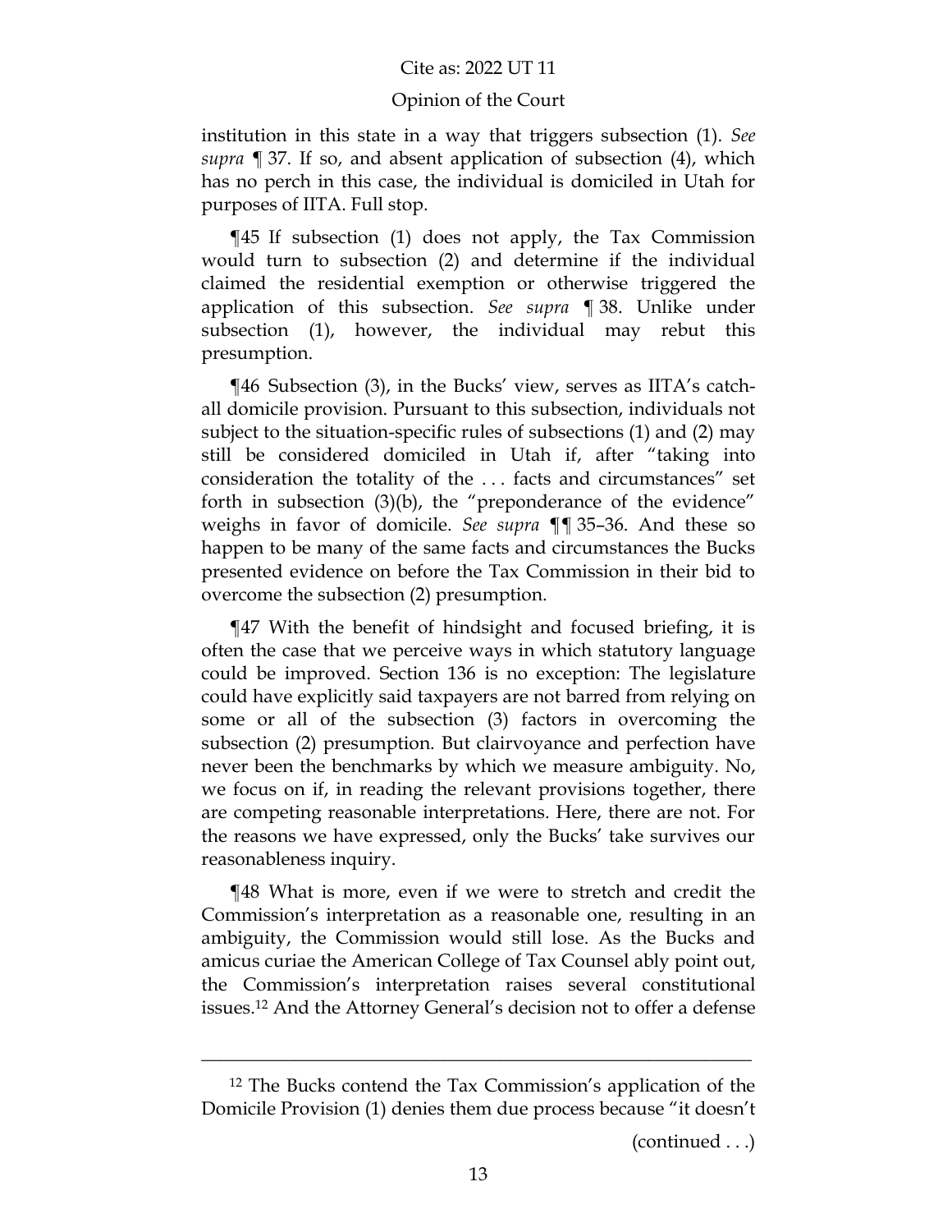institution in this state in a way that triggers subsection (1). *See supra* ¶ 37. If so, and absent application of subsection (4), which has no perch in this case, the individual is domiciled in Utah for purposes of IITA. Full stop.

¶45 If subsection (1) does not apply, the Tax Commission would turn to subsection (2) and determine if the individual claimed the residential exemption or otherwise triggered the application of this subsection. *See supra* ¶ 38. Unlike under subsection (1), however, the individual may rebut this presumption.

¶46 Subsection (3), in the Bucks' view, serves as IITA's catch-all domicile provision. Pursuant to this subsection, individuals not subject to the situation-specific rules of subsections (1) and (2) may still be considered domiciled in Utah if, after "taking into consideration the totality of the . . . facts and circumstances" set forth in subsection (3)(b), the "preponderance of the evidence" weighs in favor of domicile. *See supra* ¶¶ 35–36. And these so happen to be many of the same facts and circumstances the Bucks presented evidence on before the Tax Commission in their bid to overcome the subsection (2) presumption.

¶47 With the benefit of hindsight and focused briefing, it is often the case that we perceive ways in which statutory language could be improved. Section 136 is no exception: The legislature could have explicitly said taxpayers are not barred from relying on some or all of the subsection (3) factors in overcoming the subsection (2) presumption. But clairvoyance and perfection have never been the benchmarks by which we measure ambiguity. No, we focus on if, in reading the relevant provisions together, there are competing reasonable interpretations. Here, there are not. For the reasons we have expressed, only the Bucks' take survives our reasonableness inquiry.

¶48 What is more, even if we were to stretch and credit the Commission's interpretation as a reasonable one, resulting in an ambiguity, the Commission would still lose. As the Bucks and amicus curiae the American College of Tax Counsel ably point out, the Commission's interpretation raises several constitutional issues.[12] And the Attorney General's decision not to offer a defense

---

[12] The Bucks contend the Tax Commission's application of the Domicile Provision (1) denies them due process because "it doesn't

(continued . . .)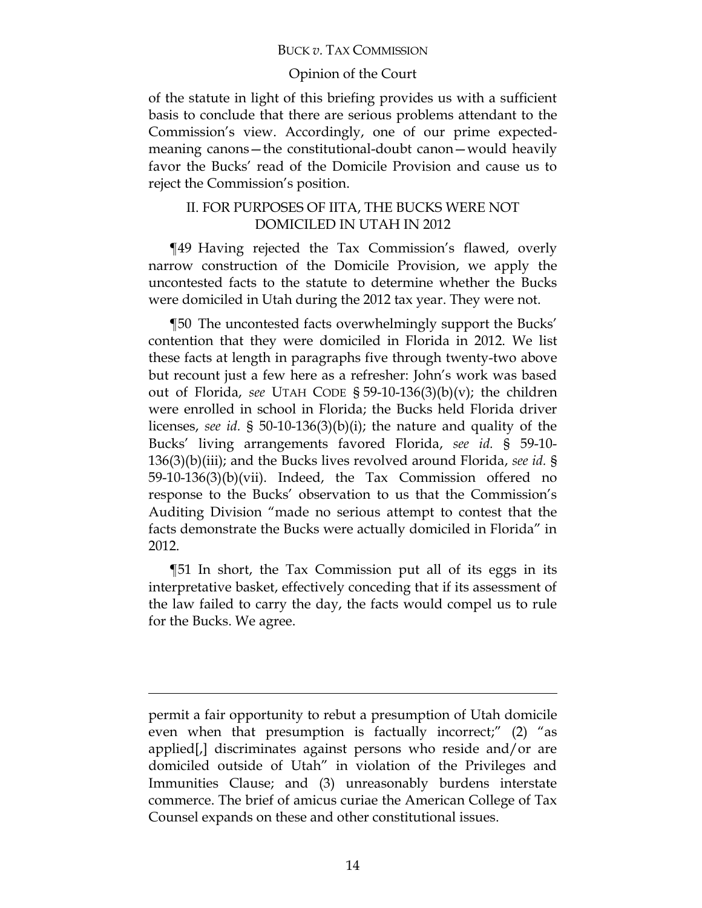of the statute in light of this briefing provides us with a sufficient basis to conclude that there are serious problems attendant to the Commission's view. Accordingly, one of our prime expected-meaning canons—the constitutional-doubt canon—would heavily favor the Bucks' read of the Domicile Provision and cause us to reject the Commission's position.

## II. FOR PURPOSES OF IITA, THE BUCKS WERE NOT DOMICILED IN UTAH IN 2012

¶49 Having rejected the Tax Commission's flawed, overly narrow construction of the Domicile Provision, we apply the uncontested facts to the statute to determine whether the Bucks were domiciled in Utah during the 2012 tax year. They were not.

¶50 The uncontested facts overwhelmingly support the Bucks' contention that they were domiciled in Florida in 2012. We list these facts at length in paragraphs five through twenty-two above but recount just a few here as a refresher: John's work was based out of Florida, *see* UTAH CODE § 59-10-136(3)(b)(v); the children were enrolled in school in Florida; the Bucks held Florida driver licenses, *see id.* § 50-10-136(3)(b)(i); the nature and quality of the Bucks' living arrangements favored Florida, *see id.* § 59-10-136(3)(b)(iii); and the Bucks lives revolved around Florida, *see id.* § 59-10-136(3)(b)(vii). Indeed, the Tax Commission offered no response to the Bucks' observation to us that the Commission's Auditing Division "made no serious attempt to contest that the facts demonstrate the Bucks were actually domiciled in Florida" in 2012.

¶51 In short, the Tax Commission put all of its eggs in its interpretative basket, effectively conceding that if its assessment of the law failed to carry the day, the facts would compel us to rule for the Bucks. We agree.

---

permit a fair opportunity to rebut a presumption of Utah domicile even when that presumption is factually incorrect;" (2) "as applied[,] discriminates against persons who reside and/or are domiciled outside of Utah" in violation of the Privileges and Immunities Clause; and (3) unreasonably burdens interstate commerce. The brief of amicus curiae the American College of Tax Counsel expands on these and other constitutional issues.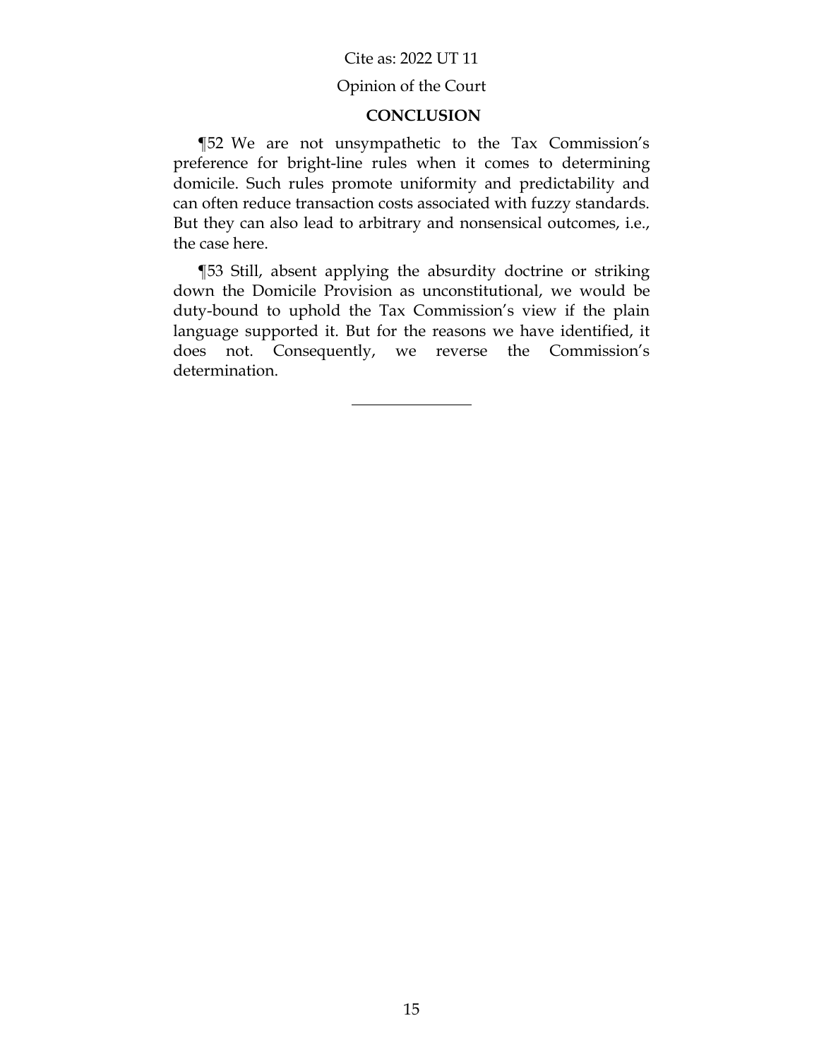## CONCLUSION

¶52 We are not unsympathetic to the Tax Commission's preference for bright-line rules when it comes to determining domicile. Such rules promote uniformity and predictability and can often reduce transaction costs associated with fuzzy standards. But they can also lead to arbitrary and nonsensical outcomes, i.e., the case here.

¶53 Still, absent applying the absurdity doctrine or striking down the Domicile Provision as unconstitutional, we would be duty-bound to uphold the Tax Commission's view if the plain language supported it. But for the reasons we have identified, it does not. Consequently, we reverse the Commission's determination.